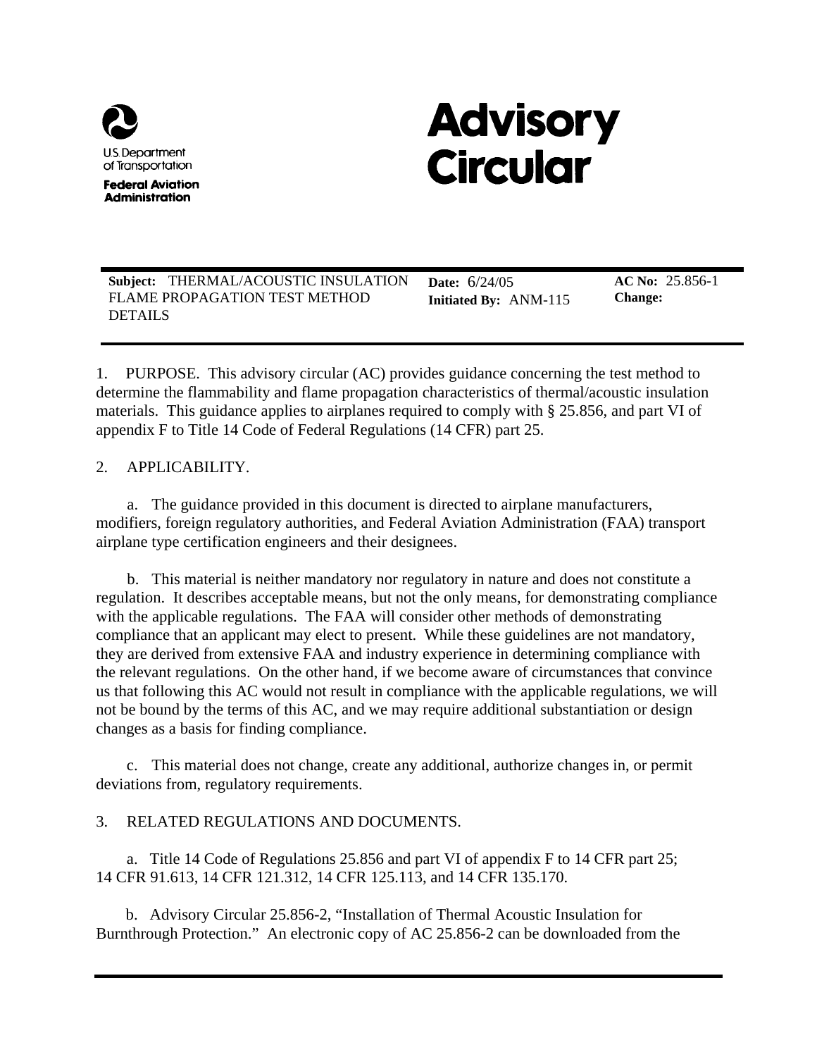U.S. Department of Transportation

**Federal Aviation Administration**

# Advisory Circular

| **Subject:** THERMAL/ACOUSTIC INSULATION FLAME PROPAGATION TEST METHOD DETAILS | **Date:** 6/24/05<br>**Initiated By:** ANM-115 | **AC No:** 25.856-1<br>**Change:** |
|---|---|---|

1. PURPOSE. This advisory circular (AC) provides guidance concerning the test method to determine the flammability and flame propagation characteristics of thermal/acoustic insulation materials. This guidance applies to airplanes required to comply with § 25.856, and part VI of appendix F to Title 14 Code of Federal Regulations (14 CFR) part 25.

2. APPLICABILITY.

a. The guidance provided in this document is directed to airplane manufacturers, modifiers, foreign regulatory authorities, and Federal Aviation Administration (FAA) transport airplane type certification engineers and their designees.

b. This material is neither mandatory nor regulatory in nature and does not constitute a regulation. It describes acceptable means, but not the only means, for demonstrating compliance with the applicable regulations. The FAA will consider other methods of demonstrating compliance that an applicant may elect to present. While these guidelines are not mandatory, they are derived from extensive FAA and industry experience in determining compliance with the relevant regulations. On the other hand, if we become aware of circumstances that convince us that following this AC would not result in compliance with the applicable regulations, we will not be bound by the terms of this AC, and we may require additional substantiation or design changes as a basis for finding compliance.

c. This material does not change, create any additional, authorize changes in, or permit deviations from, regulatory requirements.

3. RELATED REGULATIONS AND DOCUMENTS.

a. Title 14 Code of Regulations 25.856 and part VI of appendix F to 14 CFR part 25; 14 CFR 91.613, 14 CFR 121.312, 14 CFR 125.113, and 14 CFR 135.170.

b. Advisory Circular 25.856-2, "Installation of Thermal Acoustic Insulation for Burnthrough Protection." An electronic copy of AC 25.856-2 can be downloaded from the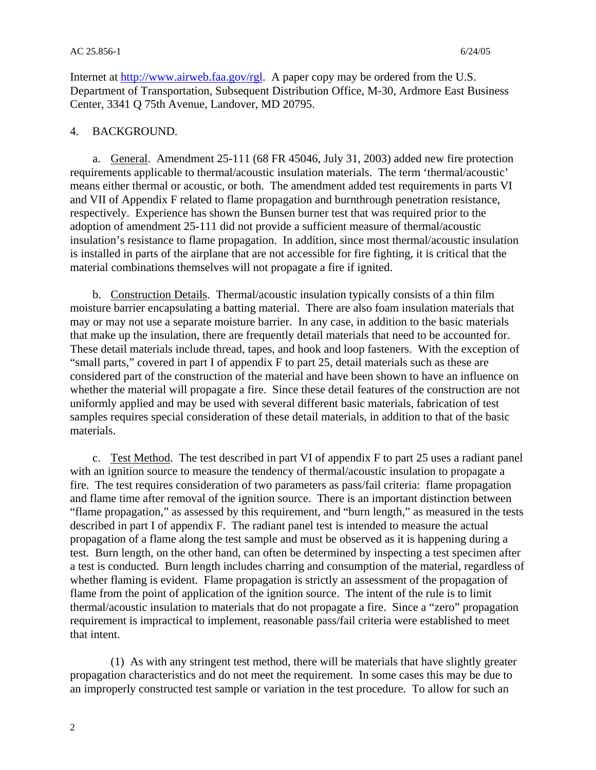Internet at http://www.airweb.faa.gov/rgl. A paper copy may be ordered from the U.S. Department of Transportation, Subsequent Distribution Office, M-30, Ardmore East Business Center, 3341 Q 75th Avenue, Landover, MD 20795.

## 4. BACKGROUND.

a. General. Amendment 25-111 (68 FR 45046, July 31, 2003) added new fire protection requirements applicable to thermal/acoustic insulation materials. The term 'thermal/acoustic' means either thermal or acoustic, or both. The amendment added test requirements in parts VI and VII of Appendix F related to flame propagation and burnthrough penetration resistance, respectively. Experience has shown the Bunsen burner test that was required prior to the adoption of amendment 25-111 did not provide a sufficient measure of thermal/acoustic insulation's resistance to flame propagation. In addition, since most thermal/acoustic insulation is installed in parts of the airplane that are not accessible for fire fighting, it is critical that the material combinations themselves will not propagate a fire if ignited.

b. Construction Details. Thermal/acoustic insulation typically consists of a thin film moisture barrier encapsulating a batting material. There are also foam insulation materials that may or may not use a separate moisture barrier. In any case, in addition to the basic materials that make up the insulation, there are frequently detail materials that need to be accounted for. These detail materials include thread, tapes, and hook and loop fasteners. With the exception of "small parts," covered in part I of appendix F to part 25, detail materials such as these are considered part of the construction of the material and have been shown to have an influence on whether the material will propagate a fire. Since these detail features of the construction are not uniformly applied and may be used with several different basic materials, fabrication of test samples requires special consideration of these detail materials, in addition to that of the basic materials.

c. Test Method. The test described in part VI of appendix F to part 25 uses a radiant panel with an ignition source to measure the tendency of thermal/acoustic insulation to propagate a fire. The test requires consideration of two parameters as pass/fail criteria: flame propagation and flame time after removal of the ignition source. There is an important distinction between "flame propagation," as assessed by this requirement, and "burn length," as measured in the tests described in part I of appendix F. The radiant panel test is intended to measure the actual propagation of a flame along the test sample and must be observed as it is happening during a test. Burn length, on the other hand, can often be determined by inspecting a test specimen after a test is conducted. Burn length includes charring and consumption of the material, regardless of whether flaming is evident. Flame propagation is strictly an assessment of the propagation of flame from the point of application of the ignition source. The intent of the rule is to limit thermal/acoustic insulation to materials that do not propagate a fire. Since a "zero" propagation requirement is impractical to implement, reasonable pass/fail criteria were established to meet that intent.

(1) As with any stringent test method, there will be materials that have slightly greater propagation characteristics and do not meet the requirement. In some cases this may be due to an improperly constructed test sample or variation in the test procedure. To allow for such an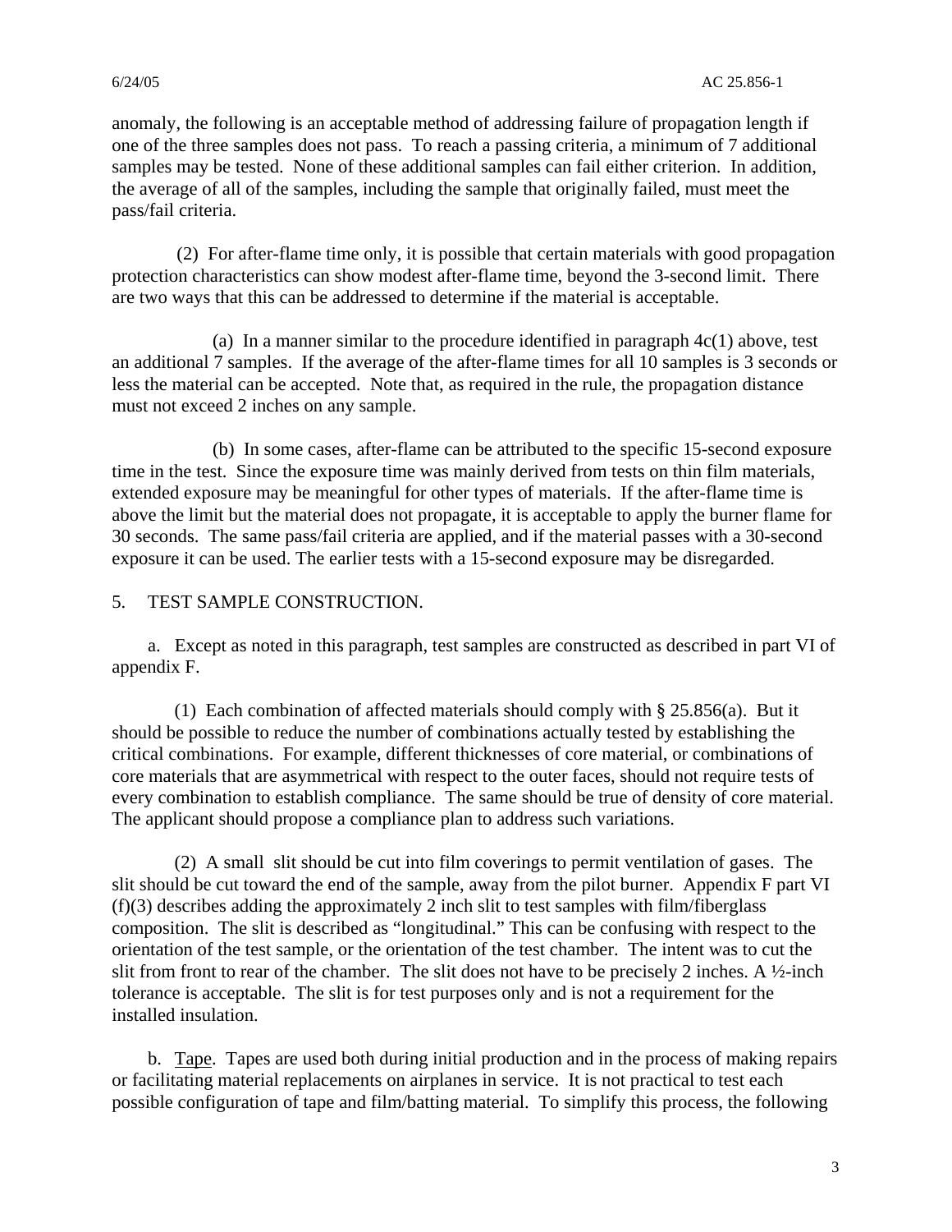anomaly, the following is an acceptable method of addressing failure of propagation length if one of the three samples does not pass. To reach a passing criteria, a minimum of 7 additional samples may be tested. None of these additional samples can fail either criterion. In addition, the average of all of the samples, including the sample that originally failed, must meet the pass/fail criteria.

(2) For after-flame time only, it is possible that certain materials with good propagation protection characteristics can show modest after-flame time, beyond the 3-second limit. There are two ways that this can be addressed to determine if the material is acceptable.

(a) In a manner similar to the procedure identified in paragraph 4c(1) above, test an additional 7 samples. If the average of the after-flame times for all 10 samples is 3 seconds or less the material can be accepted. Note that, as required in the rule, the propagation distance must not exceed 2 inches on any sample.

(b) In some cases, after-flame can be attributed to the specific 15-second exposure time in the test. Since the exposure time was mainly derived from tests on thin film materials, extended exposure may be meaningful for other types of materials. If the after-flame time is above the limit but the material does not propagate, it is acceptable to apply the burner flame for 30 seconds. The same pass/fail criteria are applied, and if the material passes with a 30-second exposure it can be used. The earlier tests with a 15-second exposure may be disregarded.

5. TEST SAMPLE CONSTRUCTION.

a. Except as noted in this paragraph, test samples are constructed as described in part VI of appendix F.

(1) Each combination of affected materials should comply with § 25.856(a). But it should be possible to reduce the number of combinations actually tested by establishing the critical combinations. For example, different thicknesses of core material, or combinations of core materials that are asymmetrical with respect to the outer faces, should not require tests of every combination to establish compliance. The same should be true of density of core material. The applicant should propose a compliance plan to address such variations.

(2) A small slit should be cut into film coverings to permit ventilation of gases. The slit should be cut toward the end of the sample, away from the pilot burner. Appendix F part VI (f)(3) describes adding the approximately 2 inch slit to test samples with film/fiberglass composition. The slit is described as "longitudinal." This can be confusing with respect to the orientation of the test sample, or the orientation of the test chamber. The intent was to cut the slit from front to rear of the chamber. The slit does not have to be precisely 2 inches. A ½-inch tolerance is acceptable. The slit is for test purposes only and is not a requirement for the installed insulation.

b. Tape. Tapes are used both during initial production and in the process of making repairs or facilitating material replacements on airplanes in service. It is not practical to test each possible configuration of tape and film/batting material. To simplify this process, the following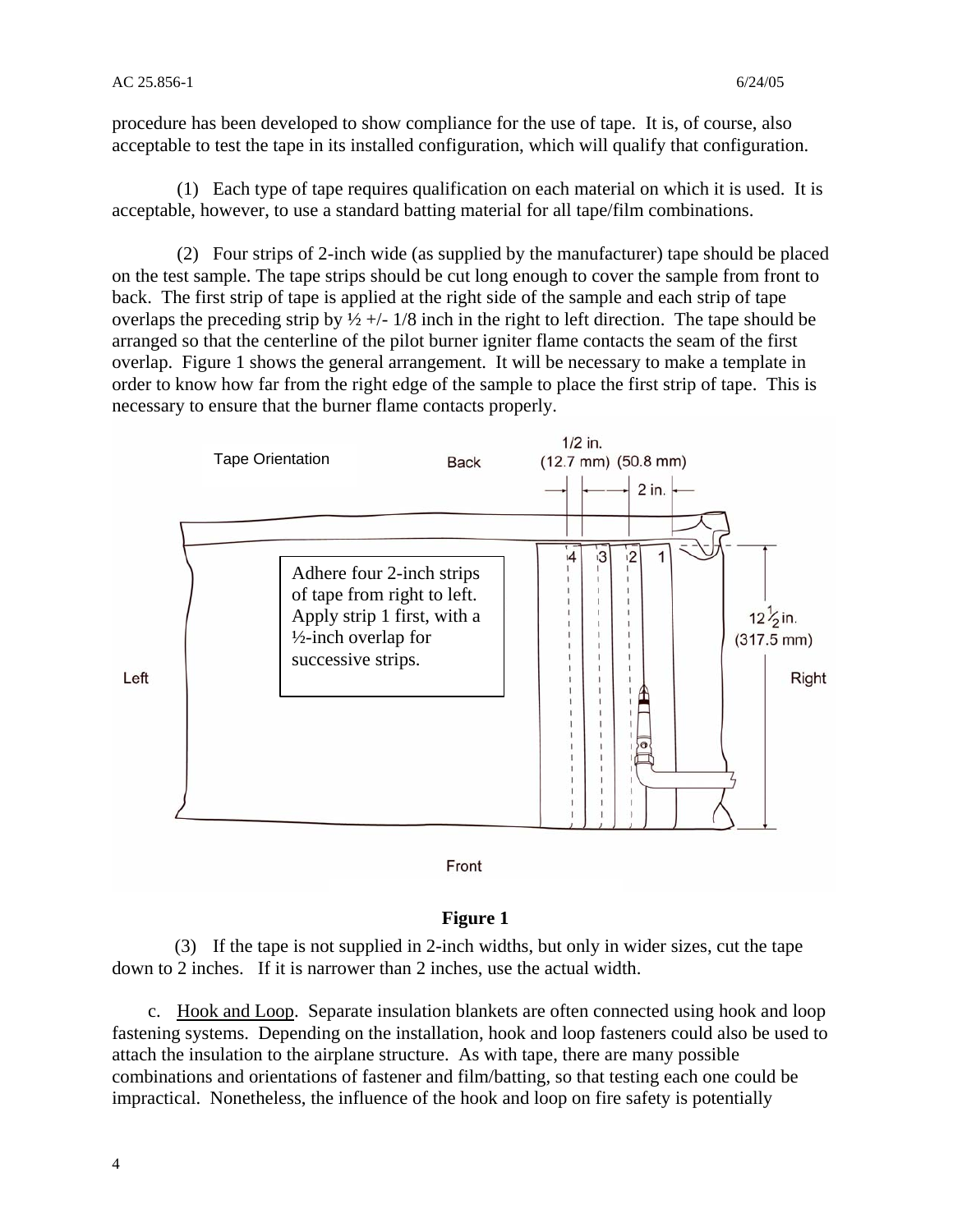procedure has been developed to show compliance for the use of tape. It is, of course, also acceptable to test the tape in its installed configuration, which will qualify that configuration.

(1) Each type of tape requires qualification on each material on which it is used. It is acceptable, however, to use a standard batting material for all tape/film combinations.

(2) Four strips of 2-inch wide (as supplied by the manufacturer) tape should be placed on the test sample. The tape strips should be cut long enough to cover the sample from front to back. The first strip of tape is applied at the right side of the sample and each strip of tape overlaps the preceding strip by ½ +/- 1/8 inch in the right to left direction. The tape should be arranged so that the centerline of the pilot burner igniter flame contacts the seam of the first overlap. Figure 1 shows the general arrangement. It will be necessary to make a template in order to know how far from the right edge of the sample to place the first strip of tape. This is necessary to ensure that the burner flame contacts properly.

Tape Orientation

Adhere four 2-inch strips of tape from right to left. Apply strip 1 first, with a ½-inch overlap for successive strips.

**Figure 1**

(3) If the tape is not supplied in 2-inch widths, but only in wider sizes, cut the tape down to 2 inches. If it is narrower than 2 inches, use the actual width.

c. Hook and Loop. Separate insulation blankets are often connected using hook and loop fastening systems. Depending on the installation, hook and loop fasteners could also be used to attach the insulation to the airplane structure. As with tape, there are many possible combinations and orientations of fastener and film/batting, so that testing each one could be impractical. Nonetheless, the influence of the hook and loop on fire safety is potentially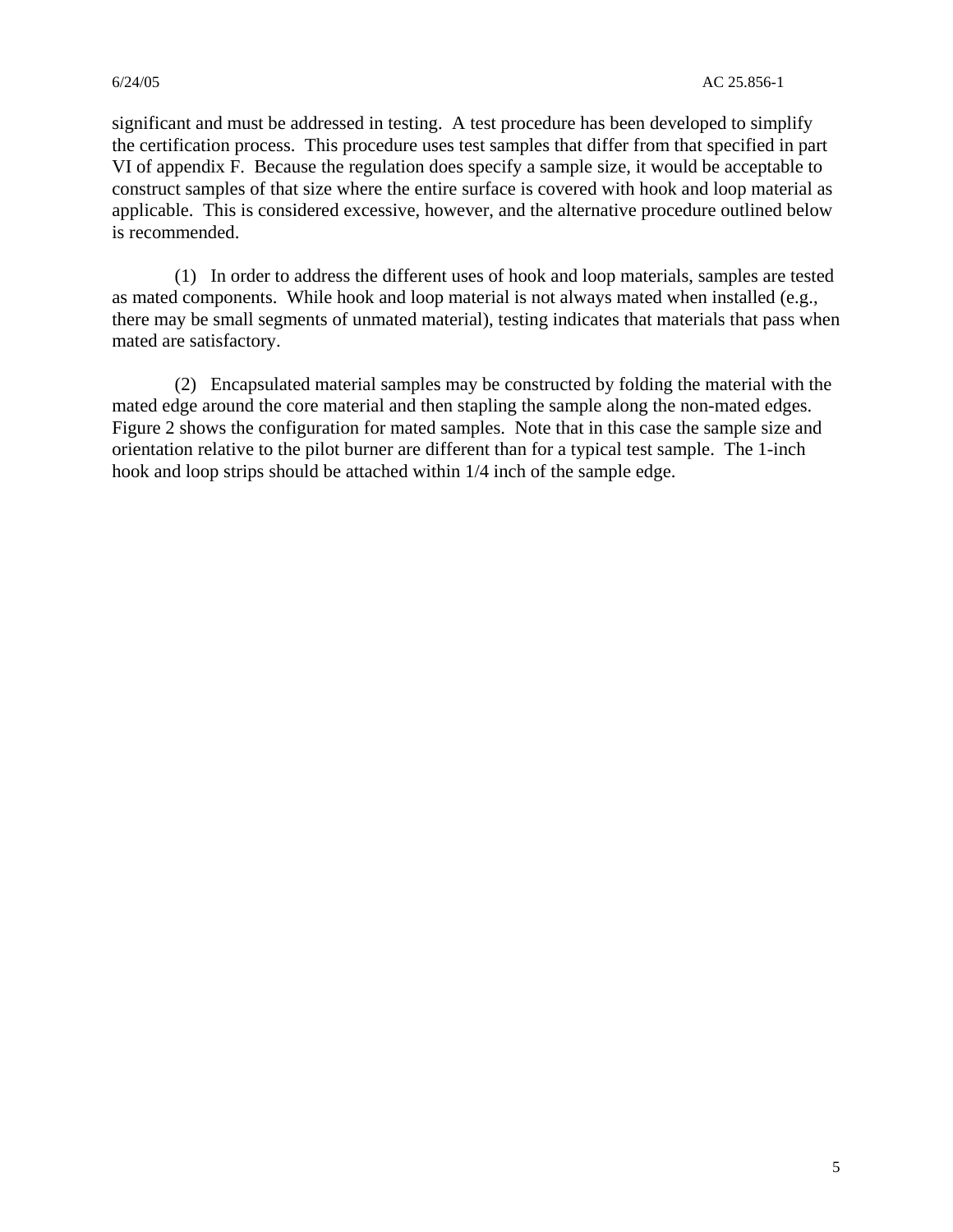significant and must be addressed in testing. A test procedure has been developed to simplify the certification process. This procedure uses test samples that differ from that specified in part VI of appendix F. Because the regulation does specify a sample size, it would be acceptable to construct samples of that size where the entire surface is covered with hook and loop material as applicable. This is considered excessive, however, and the alternative procedure outlined below is recommended.

(1) In order to address the different uses of hook and loop materials, samples are tested as mated components. While hook and loop material is not always mated when installed (e.g., there may be small segments of unmated material), testing indicates that materials that pass when mated are satisfactory.

(2) Encapsulated material samples may be constructed by folding the material with the mated edge around the core material and then stapling the sample along the non-mated edges. Figure 2 shows the configuration for mated samples. Note that in this case the sample size and orientation relative to the pilot burner are different than for a typical test sample. The 1-inch hook and loop strips should be attached within 1/4 inch of the sample edge.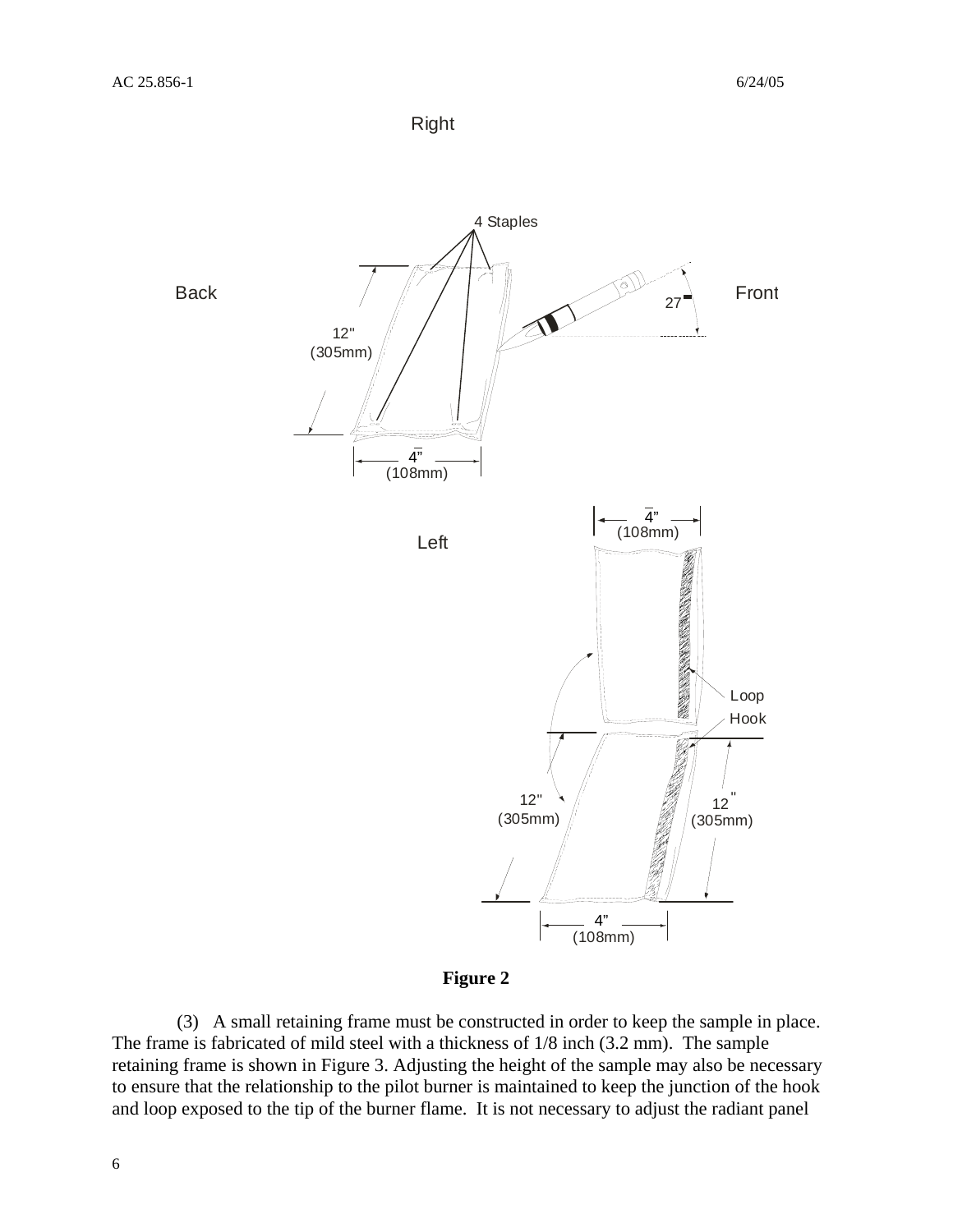**Figure 2**

(3) A small retaining frame must be constructed in order to keep the sample in place. The frame is fabricated of mild steel with a thickness of 1/8 inch (3.2 mm). The sample retaining frame is shown in Figure 3. Adjusting the height of the sample may also be necessary to ensure that the relationship to the pilot burner is maintained to keep the junction of the hook and loop exposed to the tip of the burner flame. It is not necessary to adjust the radiant panel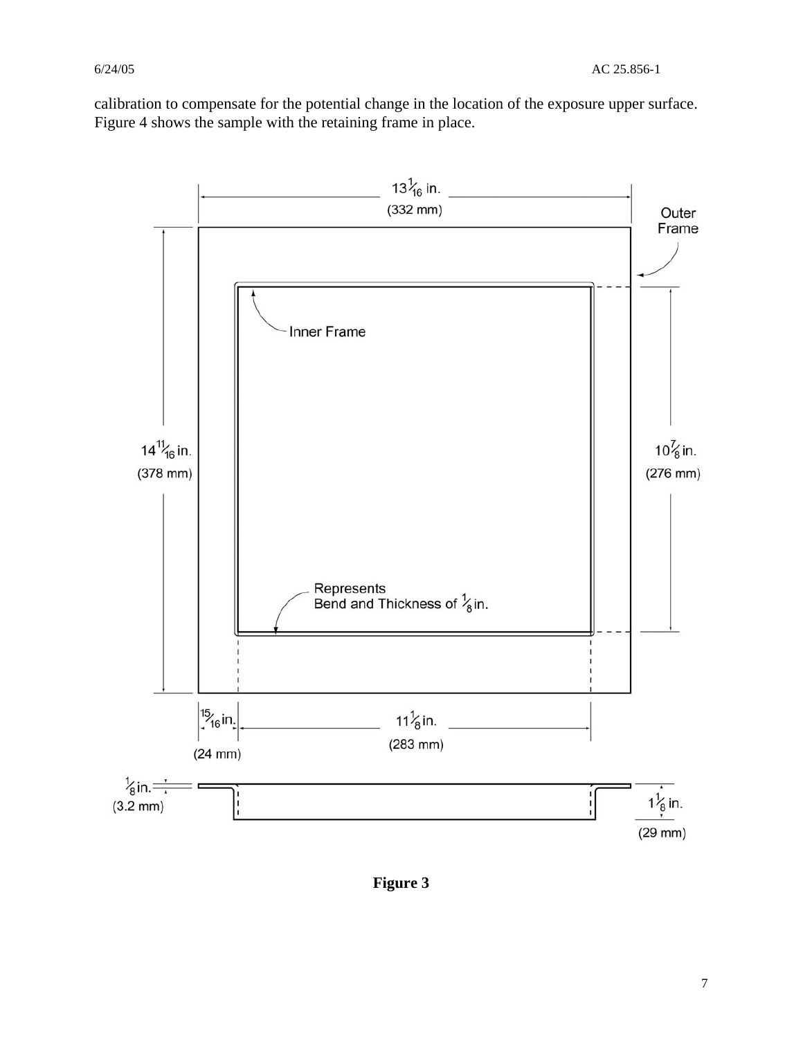calibration to compensate for the potential change in the location of the exposure upper surface. Figure 4 shows the sample with the retaining frame in place.

**Figure 3**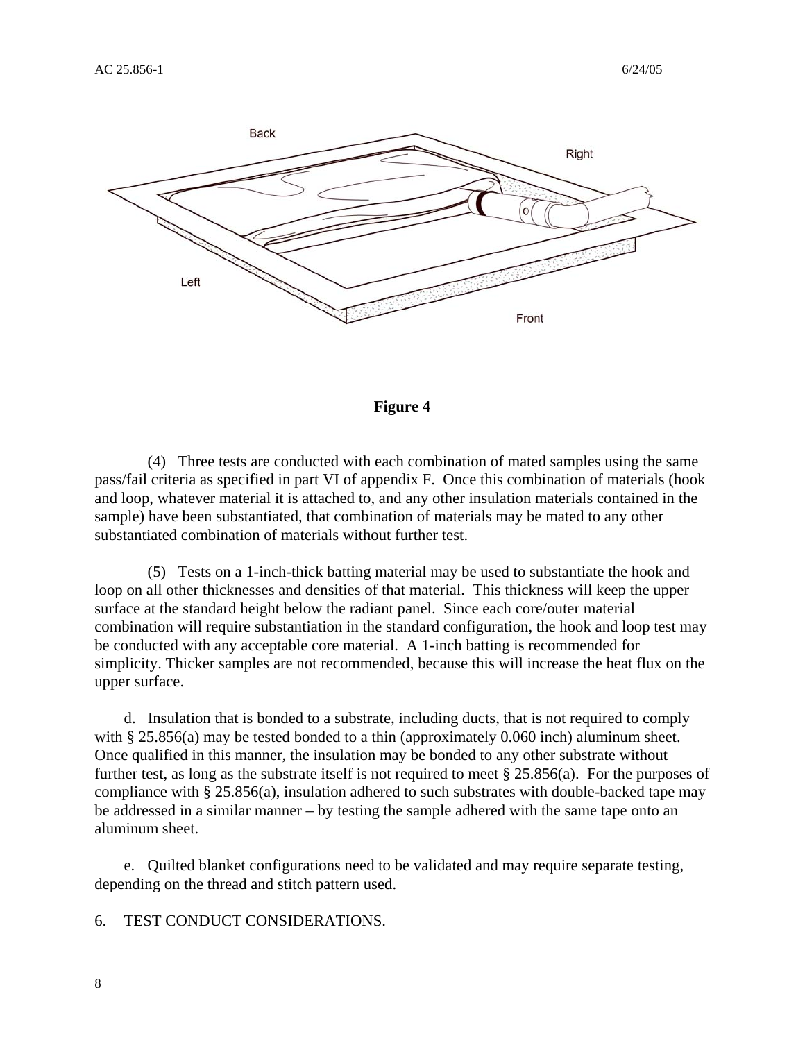Figure 4

(4) Three tests are conducted with each combination of mated samples using the same pass/fail criteria as specified in part VI of appendix F. Once this combination of materials (hook and loop, whatever material it is attached to, and any other insulation materials contained in the sample) have been substantiated, that combination of materials may be mated to any other substantiated combination of materials without further test.

(5) Tests on a 1-inch-thick batting material may be used to substantiate the hook and loop on all other thicknesses and densities of that material. This thickness will keep the upper surface at the standard height below the radiant panel. Since each core/outer material combination will require substantiation in the standard configuration, the hook and loop test may be conducted with any acceptable core material. A 1-inch batting is recommended for simplicity. Thicker samples are not recommended, because this will increase the heat flux on the upper surface.

d. Insulation that is bonded to a substrate, including ducts, that is not required to comply with § 25.856(a) may be tested bonded to a thin (approximately 0.060 inch) aluminum sheet. Once qualified in this manner, the insulation may be bonded to any other substrate without further test, as long as the substrate itself is not required to meet § 25.856(a). For the purposes of compliance with § 25.856(a), insulation adhered to such substrates with double-backed tape may be addressed in a similar manner – by testing the sample adhered with the same tape onto an aluminum sheet.

e. Quilted blanket configurations need to be validated and may require separate testing, depending on the thread and stitch pattern used.

## 6. TEST CONDUCT CONSIDERATIONS.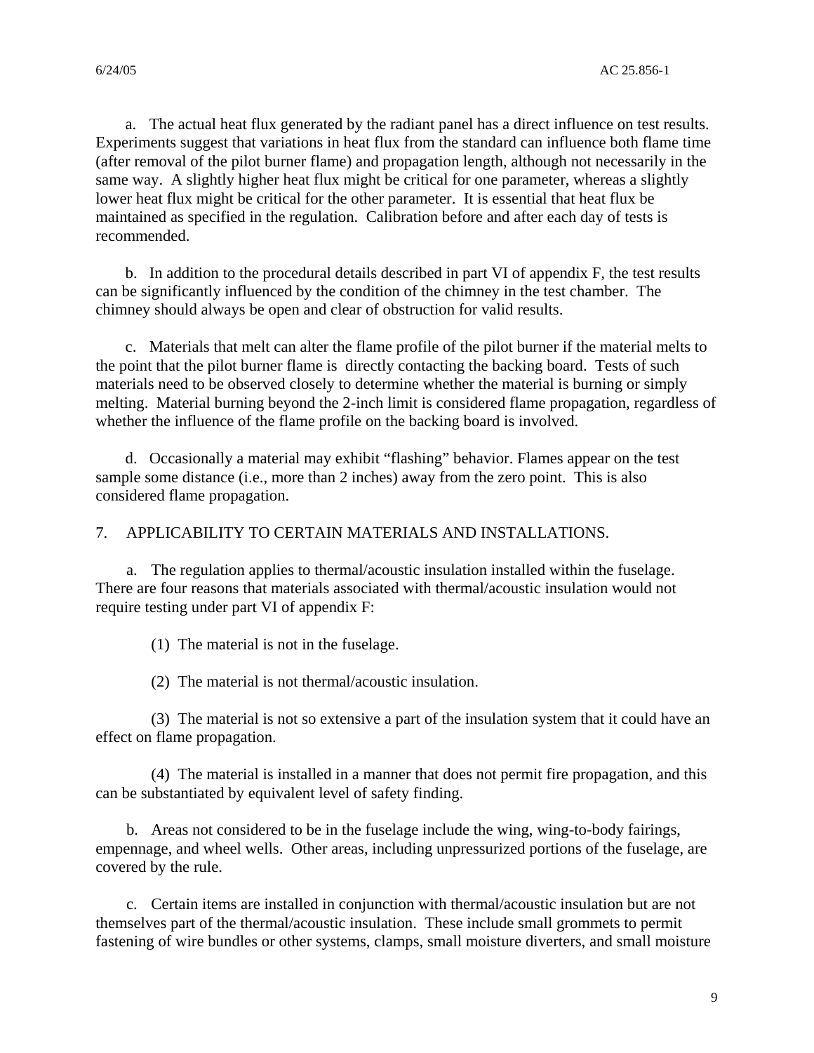a. The actual heat flux generated by the radiant panel has a direct influence on test results. Experiments suggest that variations in heat flux from the standard can influence both flame time (after removal of the pilot burner flame) and propagation length, although not necessarily in the same way. A slightly higher heat flux might be critical for one parameter, whereas a slightly lower heat flux might be critical for the other parameter. It is essential that heat flux be maintained as specified in the regulation. Calibration before and after each day of tests is recommended.

b. In addition to the procedural details described in part VI of appendix F, the test results can be significantly influenced by the condition of the chimney in the test chamber. The chimney should always be open and clear of obstruction for valid results.

c. Materials that melt can alter the flame profile of the pilot burner if the material melts to the point that the pilot burner flame is directly contacting the backing board. Tests of such materials need to be observed closely to determine whether the material is burning or simply melting. Material burning beyond the 2-inch limit is considered flame propagation, regardless of whether the influence of the flame profile on the backing board is involved.

d. Occasionally a material may exhibit "flashing" behavior. Flames appear on the test sample some distance (i.e., more than 2 inches) away from the zero point. This is also considered flame propagation.

## 7. APPLICABILITY TO CERTAIN MATERIALS AND INSTALLATIONS.

a. The regulation applies to thermal/acoustic insulation installed within the fuselage. There are four reasons that materials associated with thermal/acoustic insulation would not require testing under part VI of appendix F:

(1) The material is not in the fuselage.

(2) The material is not thermal/acoustic insulation.

(3) The material is not so extensive a part of the insulation system that it could have an effect on flame propagation.

(4) The material is installed in a manner that does not permit fire propagation, and this can be substantiated by equivalent level of safety finding.

b. Areas not considered to be in the fuselage include the wing, wing-to-body fairings, empennage, and wheel wells. Other areas, including unpressurized portions of the fuselage, are covered by the rule.

c. Certain items are installed in conjunction with thermal/acoustic insulation but are not themselves part of the thermal/acoustic insulation. These include small grommets to permit fastening of wire bundles or other systems, clamps, small moisture diverters, and small moisture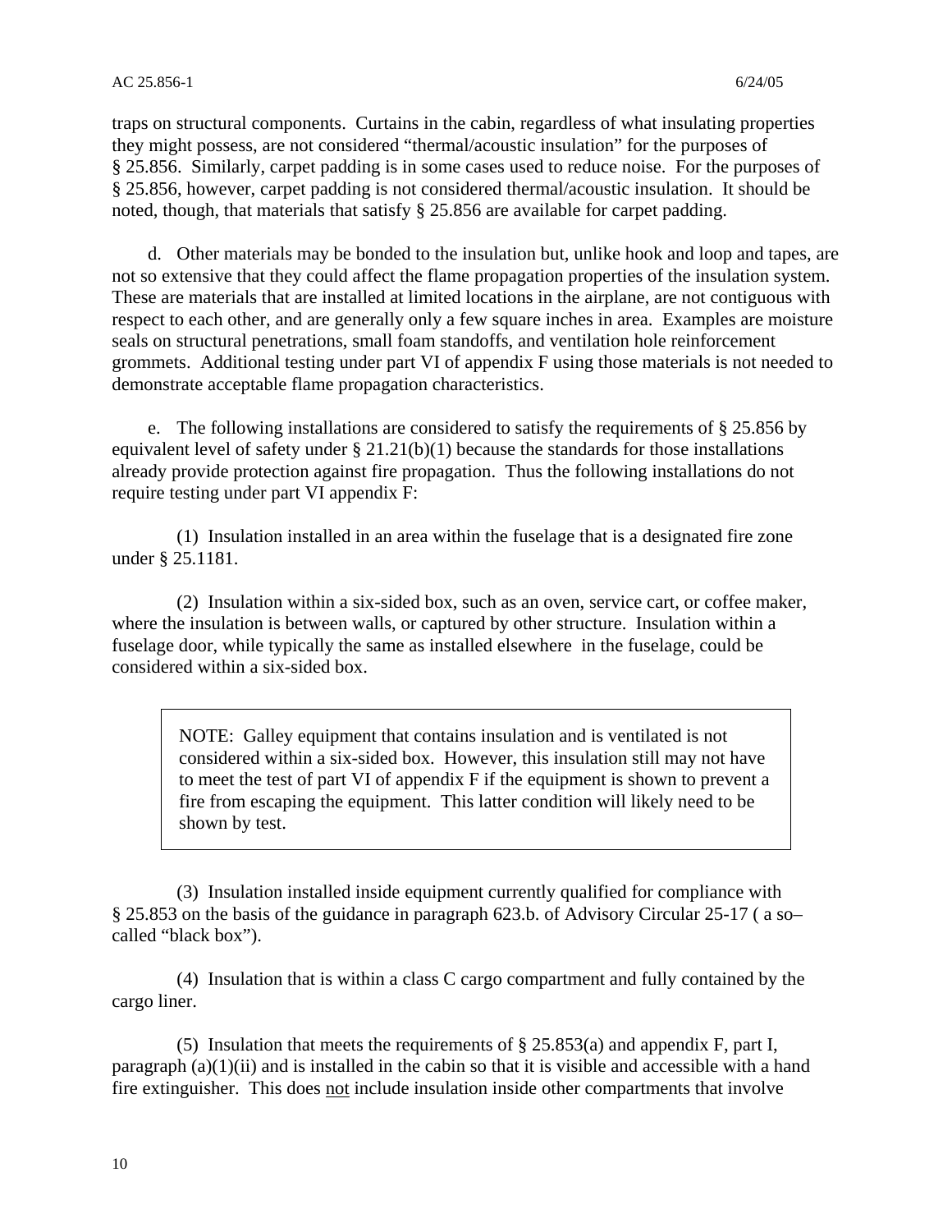traps on structural components. Curtains in the cabin, regardless of what insulating properties they might possess, are not considered "thermal/acoustic insulation" for the purposes of § 25.856. Similarly, carpet padding is in some cases used to reduce noise. For the purposes of § 25.856, however, carpet padding is not considered thermal/acoustic insulation. It should be noted, though, that materials that satisfy § 25.856 are available for carpet padding.

d. Other materials may be bonded to the insulation but, unlike hook and loop and tapes, are not so extensive that they could affect the flame propagation properties of the insulation system. These are materials that are installed at limited locations in the airplane, are not contiguous with respect to each other, and are generally only a few square inches in area. Examples are moisture seals on structural penetrations, small foam standoffs, and ventilation hole reinforcement grommets. Additional testing under part VI of appendix F using those materials is not needed to demonstrate acceptable flame propagation characteristics.

e. The following installations are considered to satisfy the requirements of § 25.856 by equivalent level of safety under § 21.21(b)(1) because the standards for those installations already provide protection against fire propagation. Thus the following installations do not require testing under part VI appendix F:

(1) Insulation installed in an area within the fuselage that is a designated fire zone under § 25.1181.

(2) Insulation within a six-sided box, such as an oven, service cart, or coffee maker, where the insulation is between walls, or captured by other structure. Insulation within a fuselage door, while typically the same as installed elsewhere in the fuselage, could be considered within a six-sided box.

> NOTE: Galley equipment that contains insulation and is ventilated is not considered within a six-sided box. However, this insulation still may not have to meet the test of part VI of appendix F if the equipment is shown to prevent a fire from escaping the equipment. This latter condition will likely need to be shown by test.

(3) Insulation installed inside equipment currently qualified for compliance with § 25.853 on the basis of the guidance in paragraph 623.b. of Advisory Circular 25-17 ( a so–called "black box").

(4) Insulation that is within a class C cargo compartment and fully contained by the cargo liner.

(5) Insulation that meets the requirements of § 25.853(a) and appendix F, part I, paragraph (a)(1)(ii) and is installed in the cabin so that it is visible and accessible with a hand fire extinguisher. This does <u>not</u> include insulation inside other compartments that involve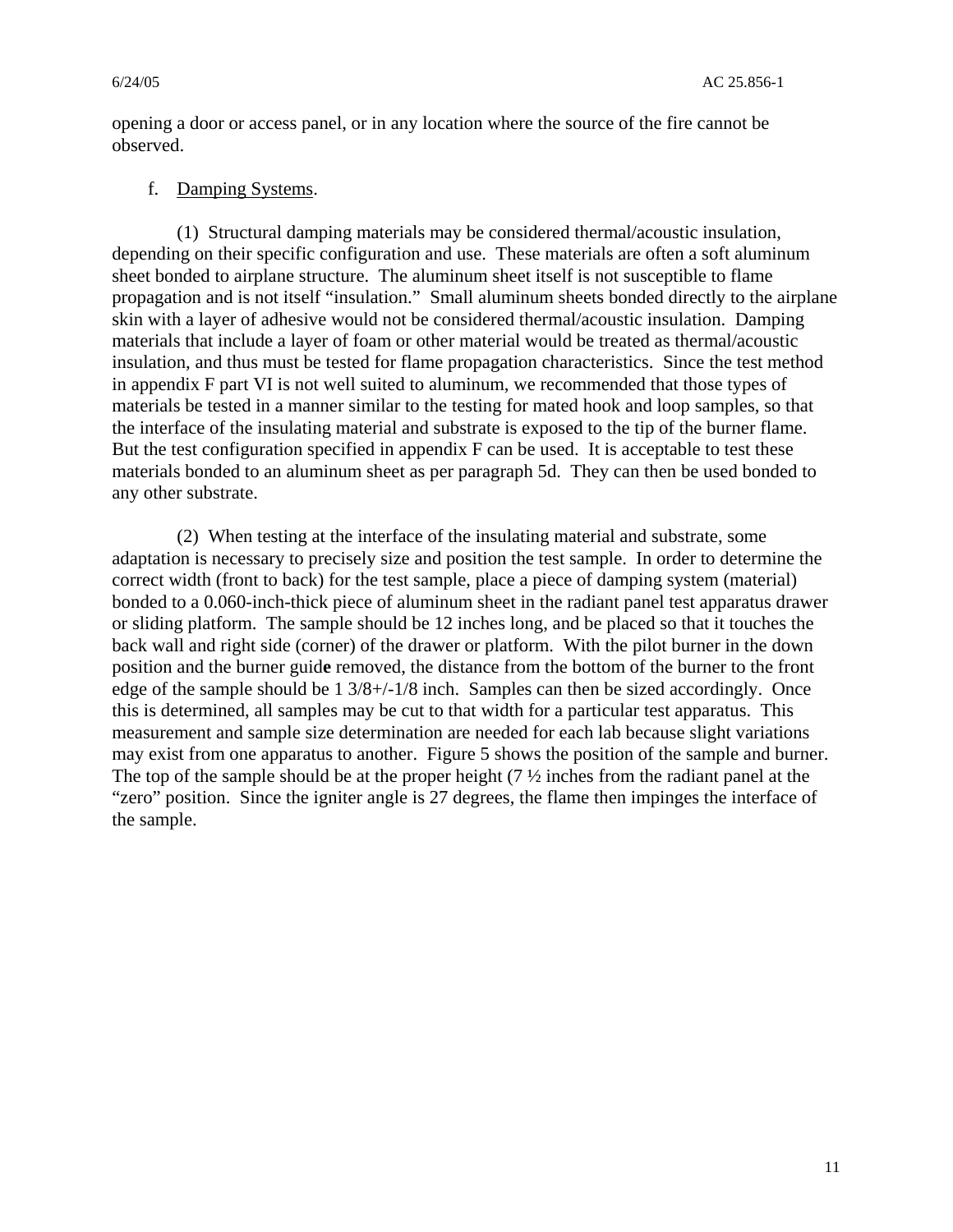opening a door or access panel, or in any location where the source of the fire cannot be observed.

f. Damping Systems.

(1) Structural damping materials may be considered thermal/acoustic insulation, depending on their specific configuration and use. These materials are often a soft aluminum sheet bonded to airplane structure. The aluminum sheet itself is not susceptible to flame propagation and is not itself "insulation." Small aluminum sheets bonded directly to the airplane skin with a layer of adhesive would not be considered thermal/acoustic insulation. Damping materials that include a layer of foam or other material would be treated as thermal/acoustic insulation, and thus must be tested for flame propagation characteristics. Since the test method in appendix F part VI is not well suited to aluminum, we recommended that those types of materials be tested in a manner similar to the testing for mated hook and loop samples, so that the interface of the insulating material and substrate is exposed to the tip of the burner flame. But the test configuration specified in appendix F can be used. It is acceptable to test these materials bonded to an aluminum sheet as per paragraph 5d. They can then be used bonded to any other substrate.

(2) When testing at the interface of the insulating material and substrate, some adaptation is necessary to precisely size and position the test sample. In order to determine the correct width (front to back) for the test sample, place a piece of damping system (material) bonded to a 0.060-inch-thick piece of aluminum sheet in the radiant panel test apparatus drawer or sliding platform. The sample should be 12 inches long, and be placed so that it touches the back wall and right side (corner) of the drawer or platform. With the pilot burner in the down position and the burner guide removed, the distance from the bottom of the burner to the front edge of the sample should be 1 3/8+/-1/8 inch. Samples can then be sized accordingly. Once this is determined, all samples may be cut to that width for a particular test apparatus. This measurement and sample size determination are needed for each lab because slight variations may exist from one apparatus to another. Figure 5 shows the position of the sample and burner. The top of the sample should be at the proper height (7 ½ inches from the radiant panel at the "zero" position. Since the igniter angle is 27 degrees, the flame then impinges the interface of the sample.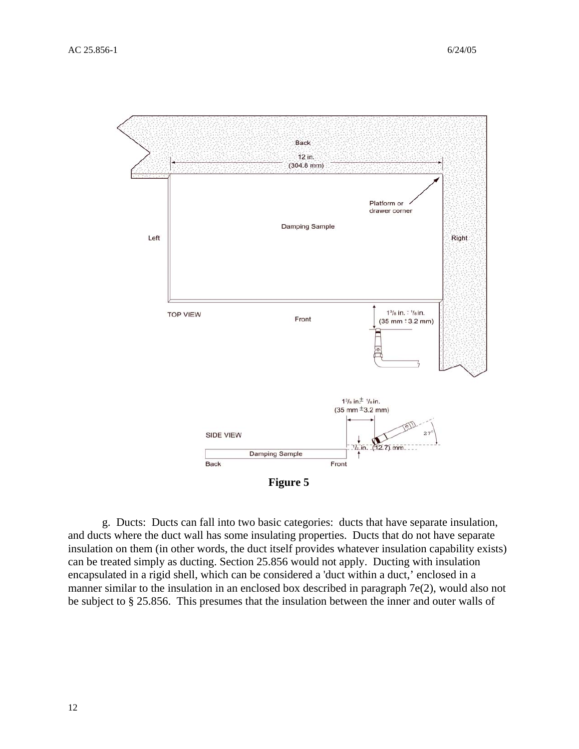**Figure 5**

g. Ducts: Ducts can fall into two basic categories: ducts that have separate insulation, and ducts where the duct wall has some insulating properties. Ducts that do not have separate insulation on them (in other words, the duct itself provides whatever insulation capability exists) can be treated simply as ducting. Section 25.856 would not apply. Ducting with insulation encapsulated in a rigid shell, which can be considered a 'duct within a duct,' enclosed in a manner similar to the insulation in an enclosed box described in paragraph 7e(2), would also not be subject to § 25.856. This presumes that the insulation between the inner and outer walls of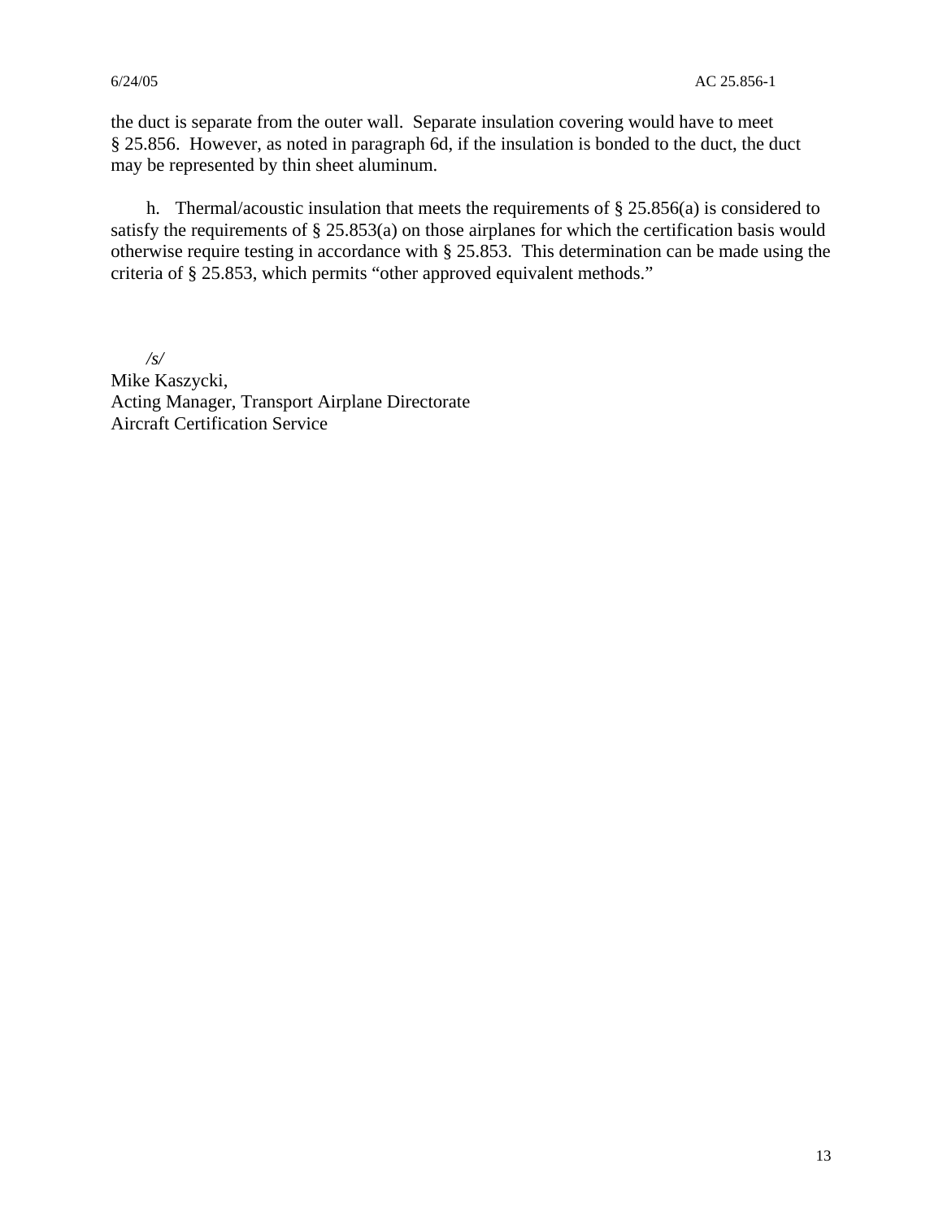the duct is separate from the outer wall. Separate insulation covering would have to meet § 25.856. However, as noted in paragraph 6d, if the insulation is bonded to the duct, the duct may be represented by thin sheet aluminum.

h. Thermal/acoustic insulation that meets the requirements of § 25.856(a) is considered to satisfy the requirements of § 25.853(a) on those airplanes for which the certification basis would otherwise require testing in accordance with § 25.853. This determination can be made using the criteria of § 25.853, which permits "other approved equivalent methods."

*/s/*

Mike Kaszycki,
Acting Manager, Transport Airplane Directorate
Aircraft Certification Service